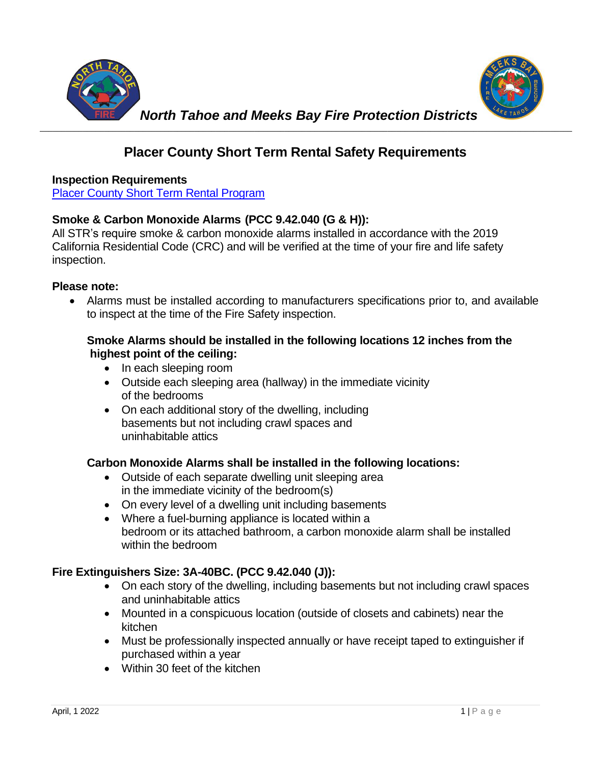*North Tahoe and Meeks Bay Fire Protection Districts*

# Placer County Short Term Rental Safety Requirements

**Inspection Requirements**
[Placer County Short Term Rental Program]

**Smoke & Carbon Monoxide Alarms (PCC 9.42.040 (G & H)):**
All STR's require smoke & carbon monoxide alarms installed in accordance with the 2019 California Residential Code (CRC) and will be verified at the time of your fire and life safety inspection.

**Please note:**

- Alarms must be installed according to manufacturers specifications prior to, and available to inspect at the time of the Fire Safety inspection.

**Smoke Alarms should be installed in the following locations 12 inches from the highest point of the ceiling:**

- In each sleeping room
- Outside each sleeping area (hallway) in the immediate vicinity of the bedrooms
- On each additional story of the dwelling, including basements but not including crawl spaces and uninhabitable attics

**Carbon Monoxide Alarms shall be installed in the following locations:**

- Outside of each separate dwelling unit sleeping area in the immediate vicinity of the bedroom(s)
- On every level of a dwelling unit including basements
- Where a fuel-burning appliance is located within a bedroom or its attached bathroom, a carbon monoxide alarm shall be installed within the bedroom

**Fire Extinguishers Size: 3A-40BC. (PCC 9.42.040 (J)):**

- On each story of the dwelling, including basements but not including crawl spaces and uninhabitable attics
- Mounted in a conspicuous location (outside of closets and cabinets) near the kitchen
- Must be professionally inspected annually or have receipt taped to extinguisher if purchased within a year
- Within 30 feet of the kitchen

April, 1 2022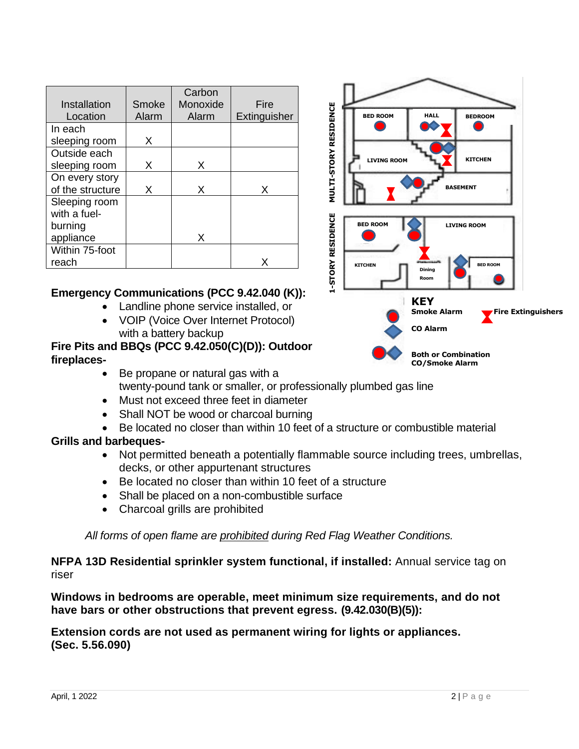| Installation Location | Smoke Alarm | Carbon Monoxide Alarm | Fire Extinguisher |
|---|---|---|---|
| In each sleeping room | X | | |
| Outside each sleeping room | X | X | |
| On every story of the structure | X | X | X |
| Sleeping room with a fuel-burning appliance | | X | |
| Within 75-foot reach | | | X |

MULTI-STORY RESIDENCE

BED ROOM
HALL
BEDROOM
LIVING ROOM
KITCHEN
BASEMENT

1-STORY RESIDENCE

BED ROOM
LIVING ROOM
KITCHEN
Dining Room
BED ROOM

KEY
Smoke Alarm
Fire Extinguishers
CO Alarm
Both or Combination CO/Smoke Alarm

**Emergency Communications (PCC 9.42.040 (K)):**

- Landline phone service installed, or
- VOIP (Voice Over Internet Protocol) with a battery backup

**Fire Pits and BBQs (PCC 9.42.050(C)(D)): Outdoor fireplaces-**

- Be propane or natural gas with a twenty-pound tank or smaller, or professionally plumbed gas line
- Must not exceed three feet in diameter
- Shall NOT be wood or charcoal burning
- Be located no closer than within 10 feet of a structure or combustible material

**Grills and barbeques-**

- Not permitted beneath a potentially flammable source including trees, umbrellas, decks, or other appurtenant structures
- Be located no closer than within 10 feet of a structure
- Shall be placed on a non-combustible surface
- Charcoal grills are prohibited

*All forms of open flame are prohibited during Red Flag Weather Conditions.*

**NFPA 13D Residential sprinkler system functional, if installed:** Annual service tag on riser

**Windows in bedrooms are operable, meet minimum size requirements, and do not have bars or other obstructions that prevent egress. (9.42.030(B)(5)):**

**Extension cords are not used as permanent wiring for lights or appliances. (Sec. 5.56.090)**

April, 1 2022